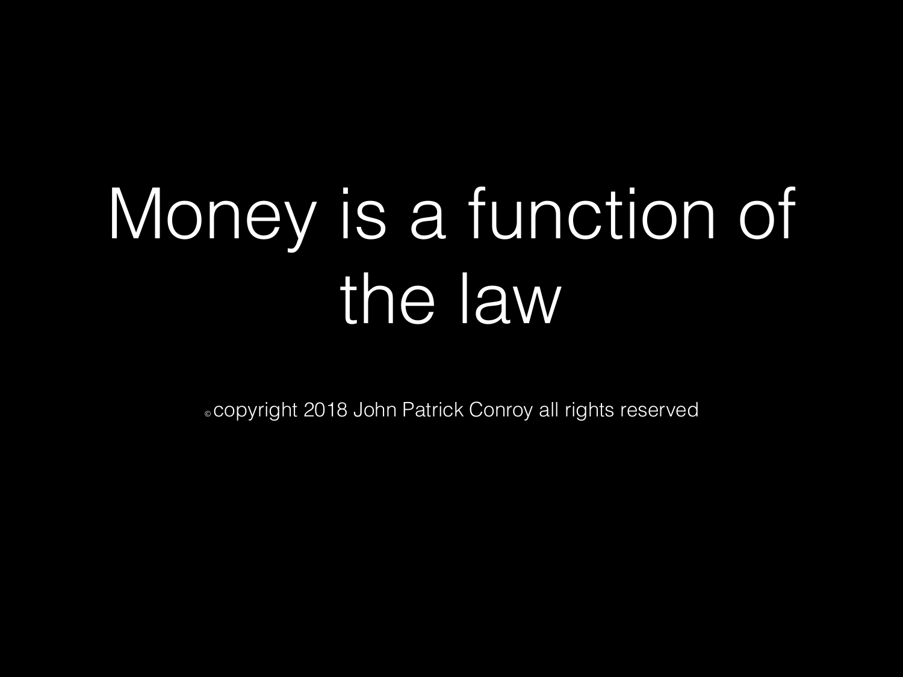# Money is a function of the law

© copyright 2018 John Patrick Conroy all rights reserved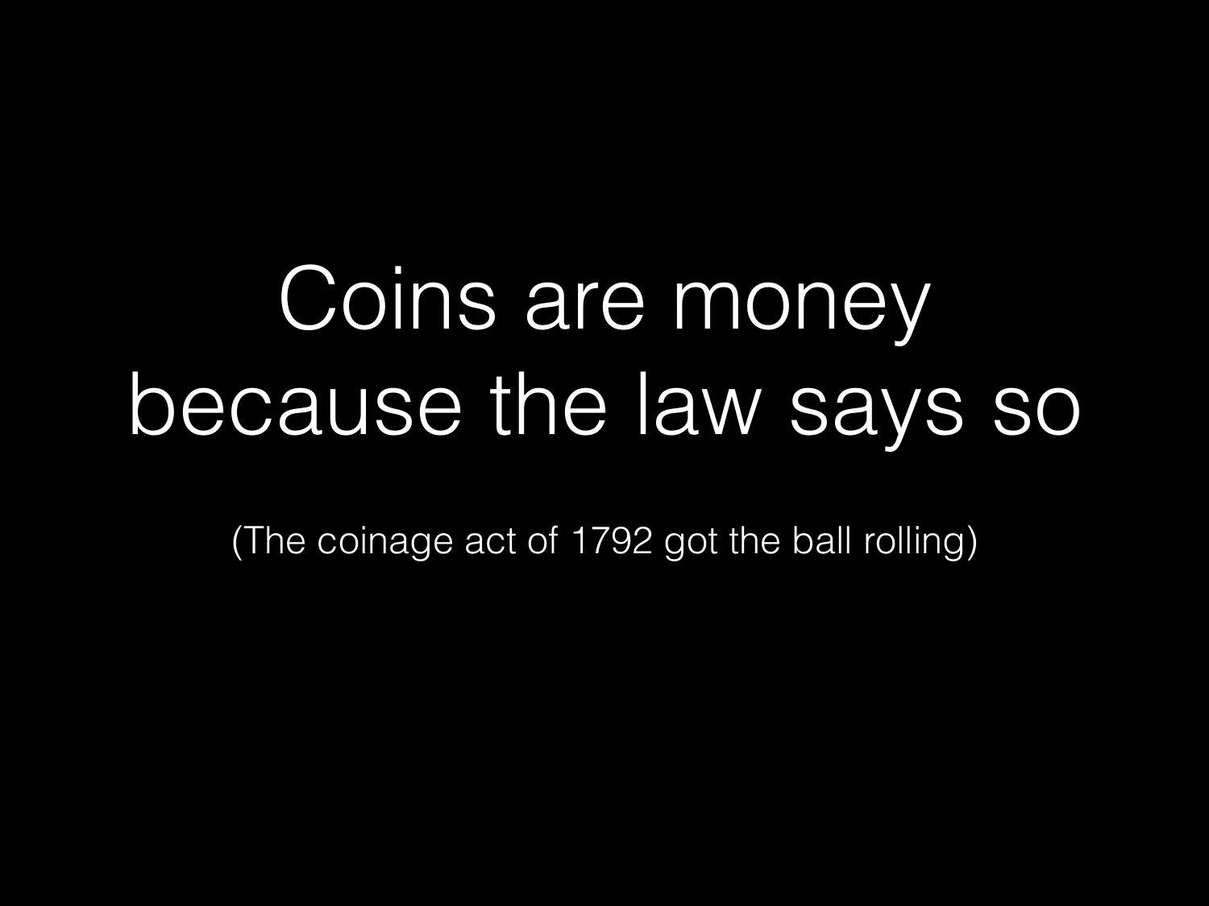# Coins are money because the law says so

(The coinage act of 1792 got the ball rolling)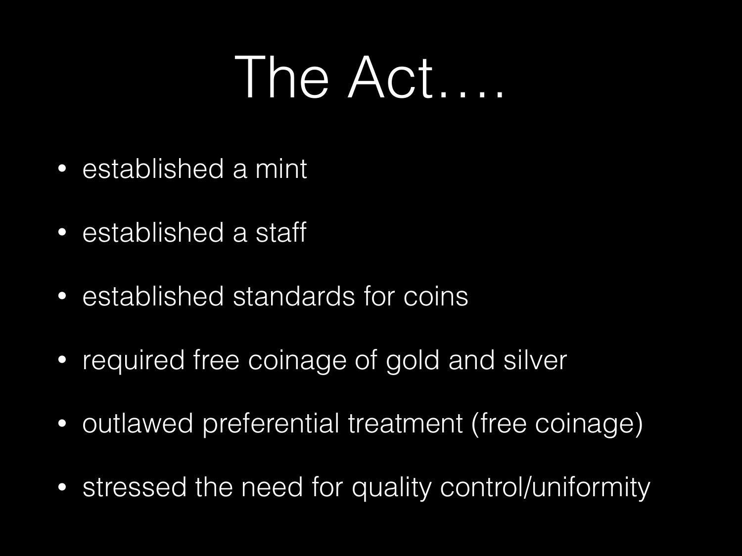# The Act….

- established a mint
- established a staff
- established standards for coins
- required free coinage of gold and silver
- outlawed preferential treatment (free coinage)
- stressed the need for quality control/uniformity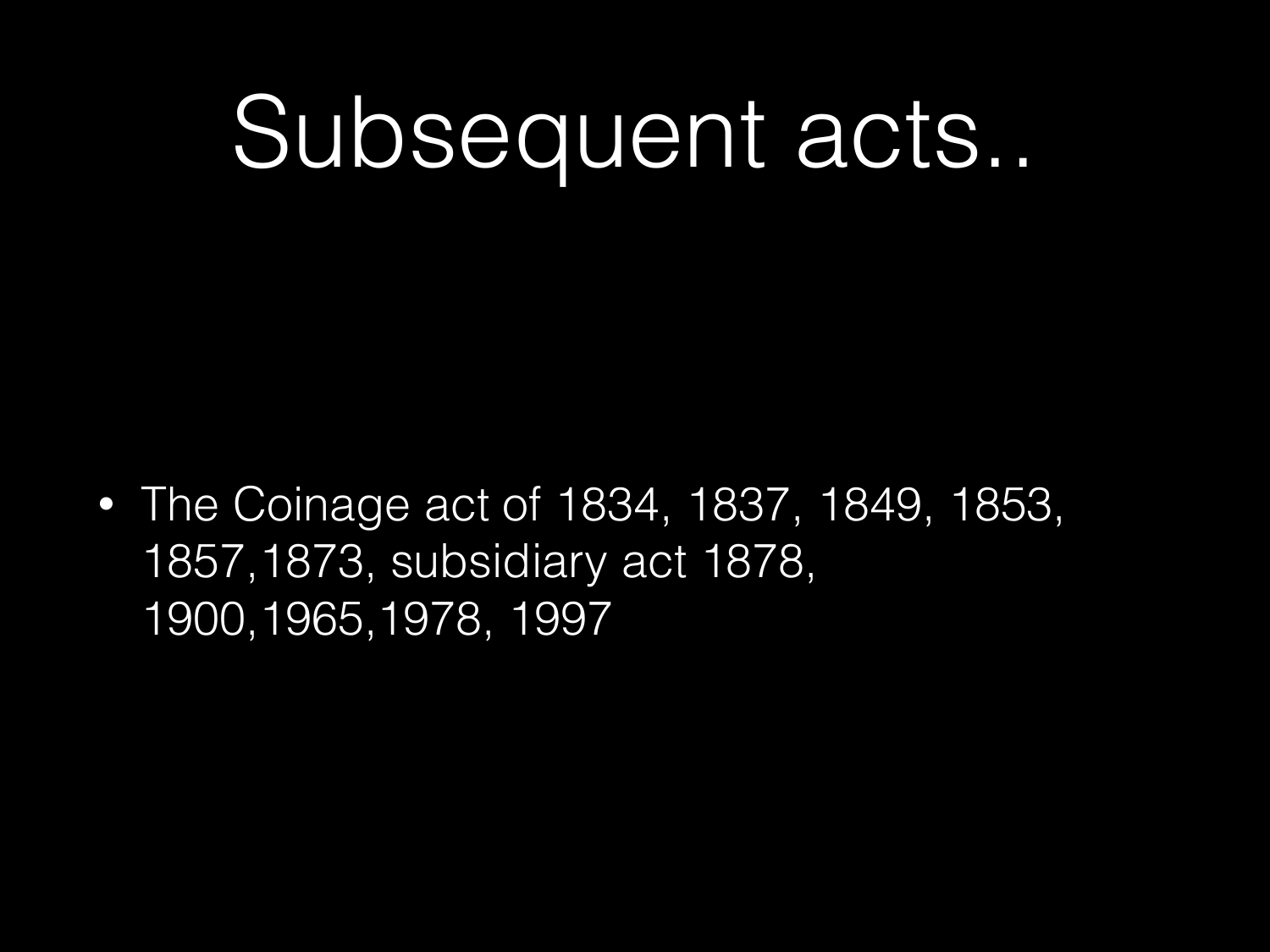# Subsequent acts..

- The Coinage act of 1834, 1837, 1849, 1853, 1857,1873, subsidiary act 1878, 1900,1965,1978, 1997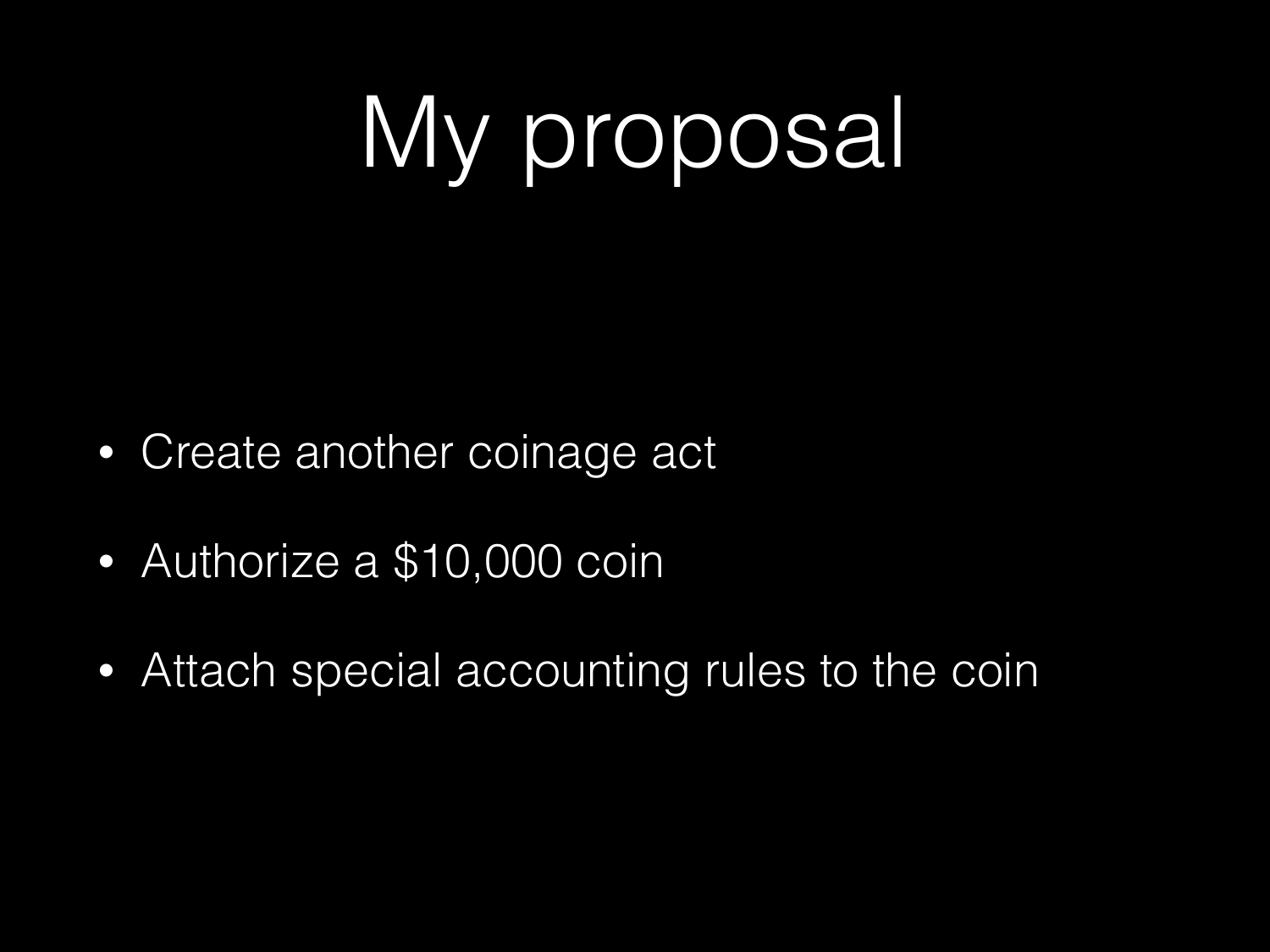# My proposal

- Create another coinage act
- Authorize a $10,000 coin
- Attach special accounting rules to the coin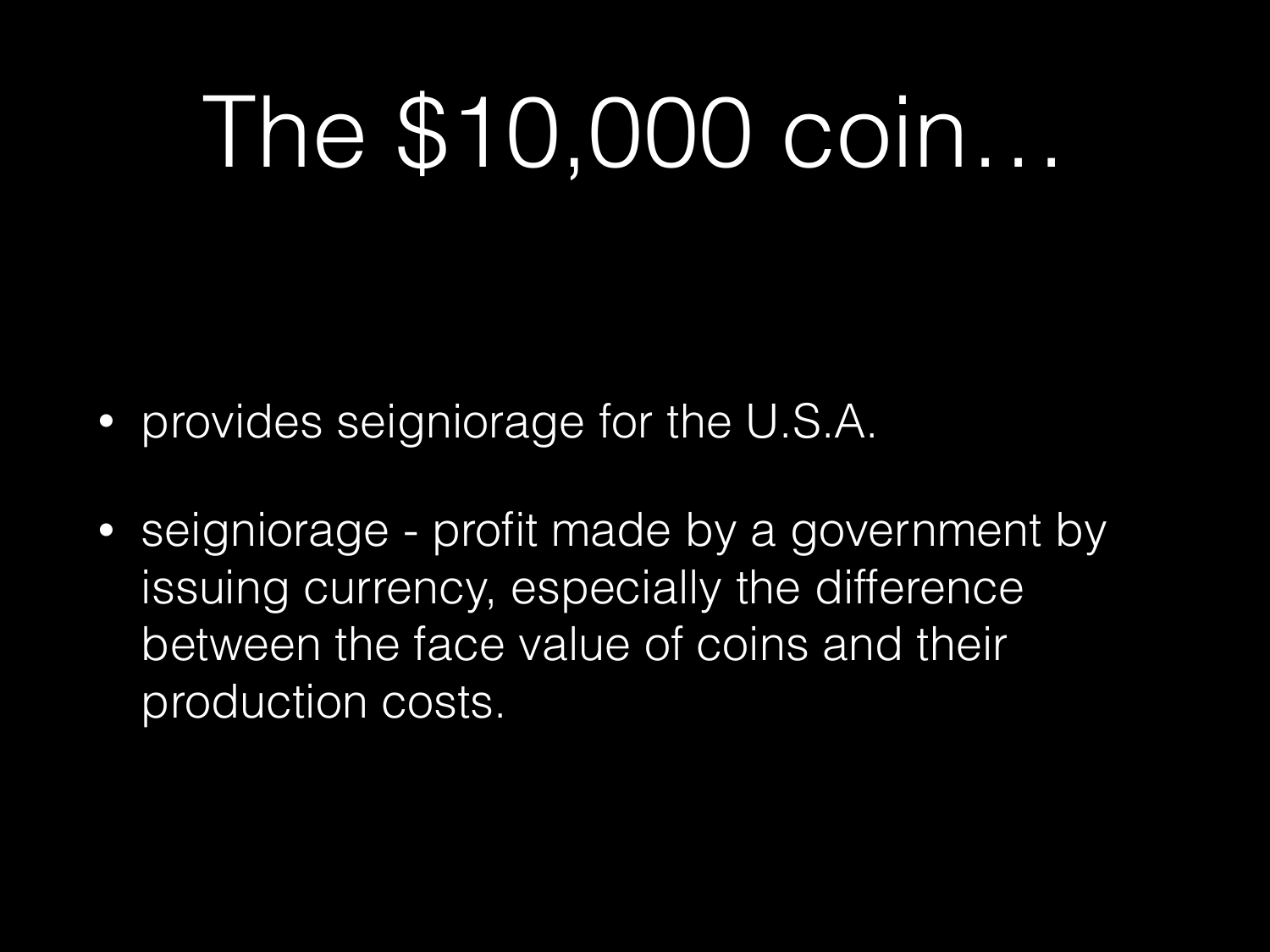# The $10,000 coin…

- provides seigniorage for the U.S.A.
- seigniorage - profit made by a government by issuing currency, especially the difference between the face value of coins and their production costs.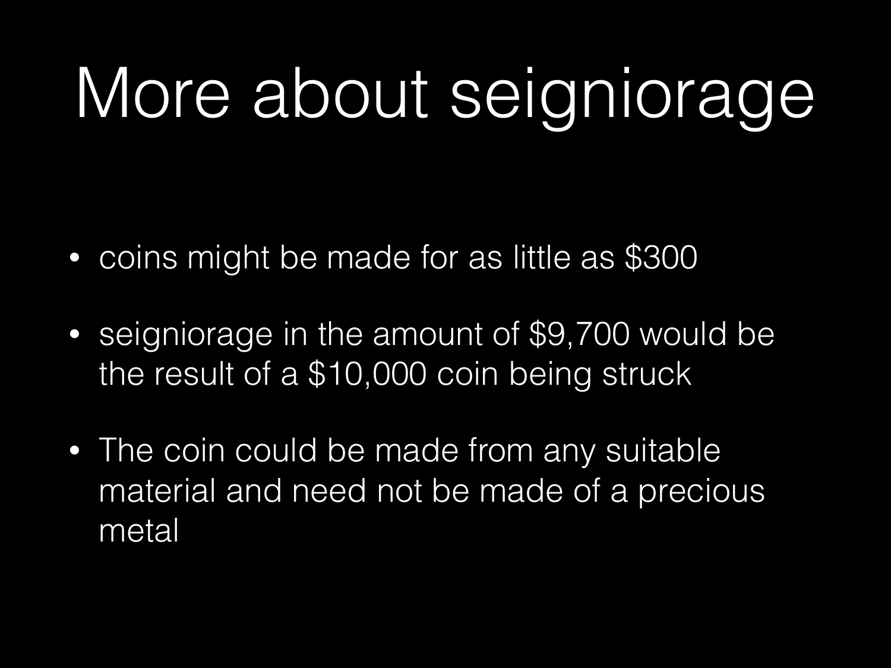# More about seigniorage

- coins might be made for as little as $300
- seigniorage in the amount of $9,700 would be the result of a $10,000 coin being struck
- The coin could be made from any suitable material and need not be made of a precious metal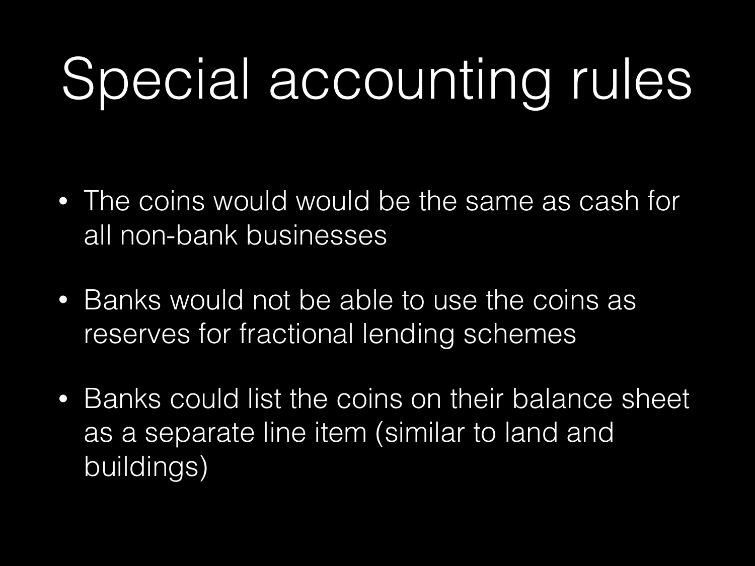# Special accounting rules

- The coins would would be the same as cash for all non-bank businesses
- Banks would not be able to use the coins as reserves for fractional lending schemes
- Banks could list the coins on their balance sheet as a separate line item (similar to land and buildings)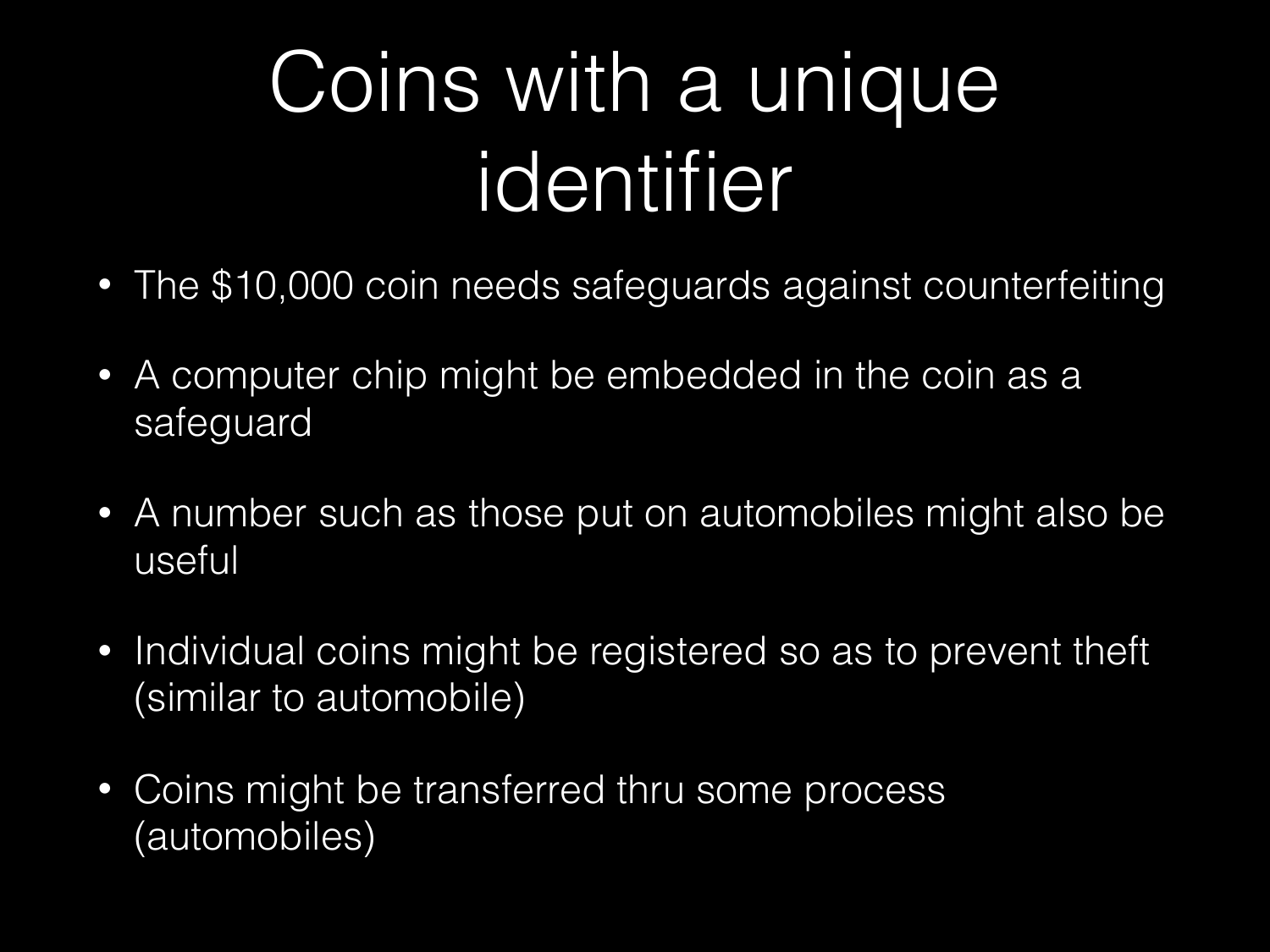# Coins with a unique identifier

- The $10,000 coin needs safeguards against counterfeiting
- A computer chip might be embedded in the coin as a safeguard
- A number such as those put on automobiles might also be useful
- Individual coins might be registered so as to prevent theft (similar to automobile)
- Coins might be transferred thru some process (automobiles)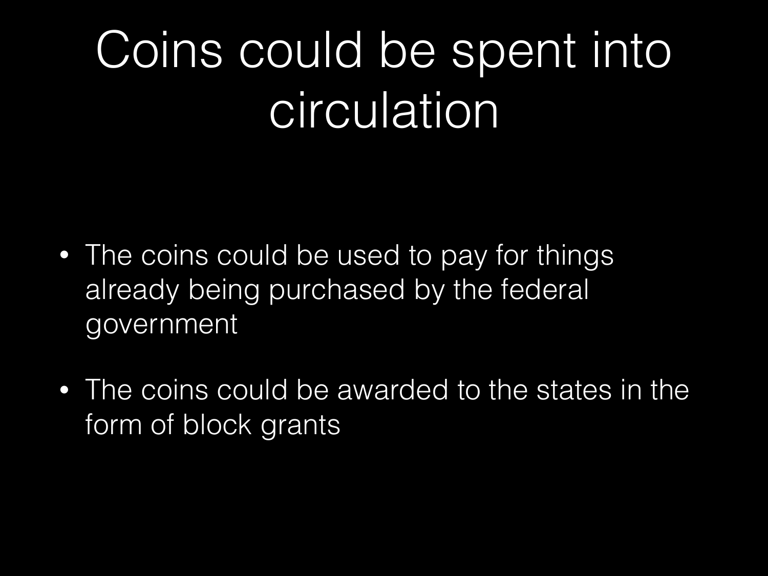# Coins could be spent into circulation

- The coins could be used to pay for things already being purchased by the federal government
- The coins could be awarded to the states in the form of block grants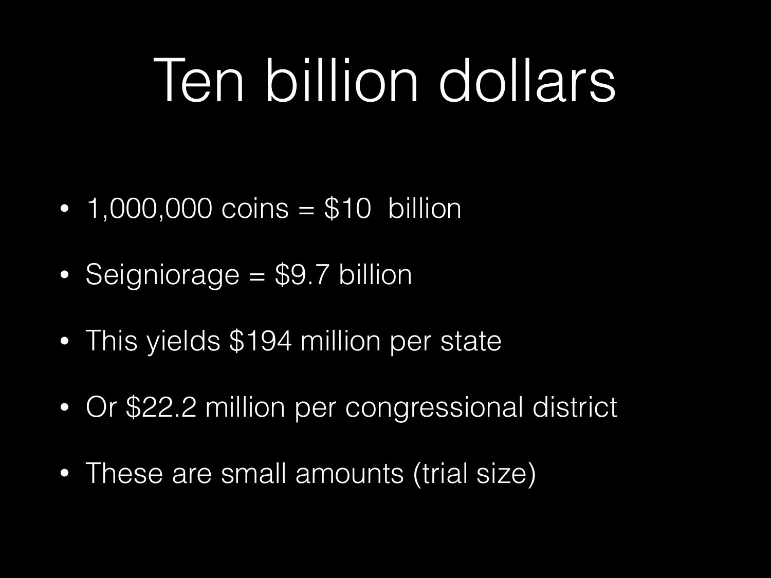# Ten billion dollars

- 1,000,000 coins = $10  billion
- Seigniorage = $9.7 billion
- This yields $194 million per state
- Or $22.2 million per congressional district
- These are small amounts (trial size)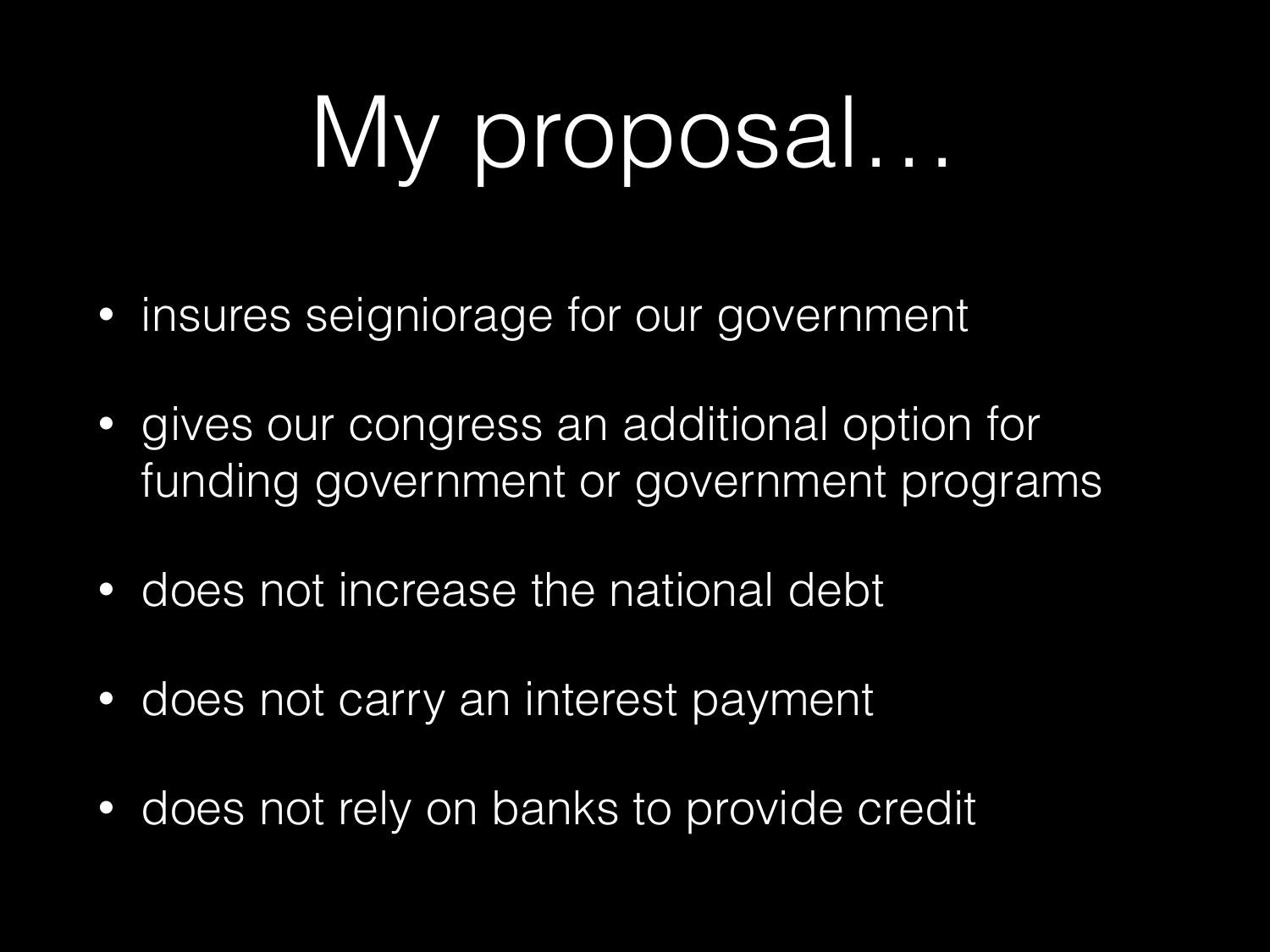# My proposal…

- insures seigniorage for our government
- gives our congress an additional option for funding government or government programs
- does not increase the national debt
- does not carry an interest payment
- does not rely on banks to provide credit